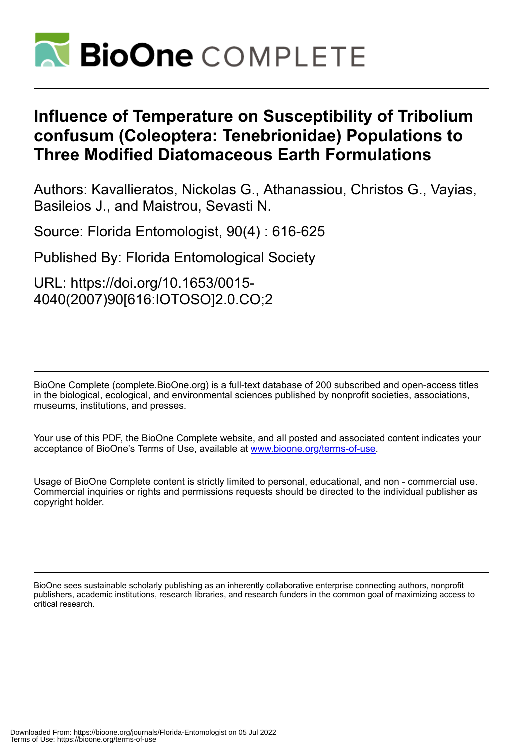# Influence of Temperature on Susceptibility of Tribolium confusum (Coleoptera: Tenebrionidae) Populations to Three Modified Diatomaceous Earth Formulations

Authors: Kavallieratos, Nickolas G., Athanassiou, Christos G., Vayias, Basileios J., and Maistrou, Sevasti N.

Source: Florida Entomologist, 90(4) : 616-625

Published By: Florida Entomological Society

URL: https://doi.org/10.1653/0015-4040(2007)90[616:IOTOSO]2.0.CO;2

---

BioOne Complete (complete.BioOne.org) is a full-text database of 200 subscribed and open-access titles in the biological, ecological, and environmental sciences published by nonprofit societies, associations, museums, institutions, and presses.

Your use of this PDF, the BioOne Complete website, and all posted and associated content indicates your acceptance of BioOne's Terms of Use, available at www.bioone.org/terms-of-use.

Usage of BioOne Complete content is strictly limited to personal, educational, and non - commercial use. Commercial inquiries or rights and permissions requests should be directed to the individual publisher as copyright holder.

---

BioOne sees sustainable scholarly publishing as an inherently collaborative enterprise connecting authors, nonprofit publishers, academic institutions, research libraries, and research funders in the common goal of maximizing access to critical research.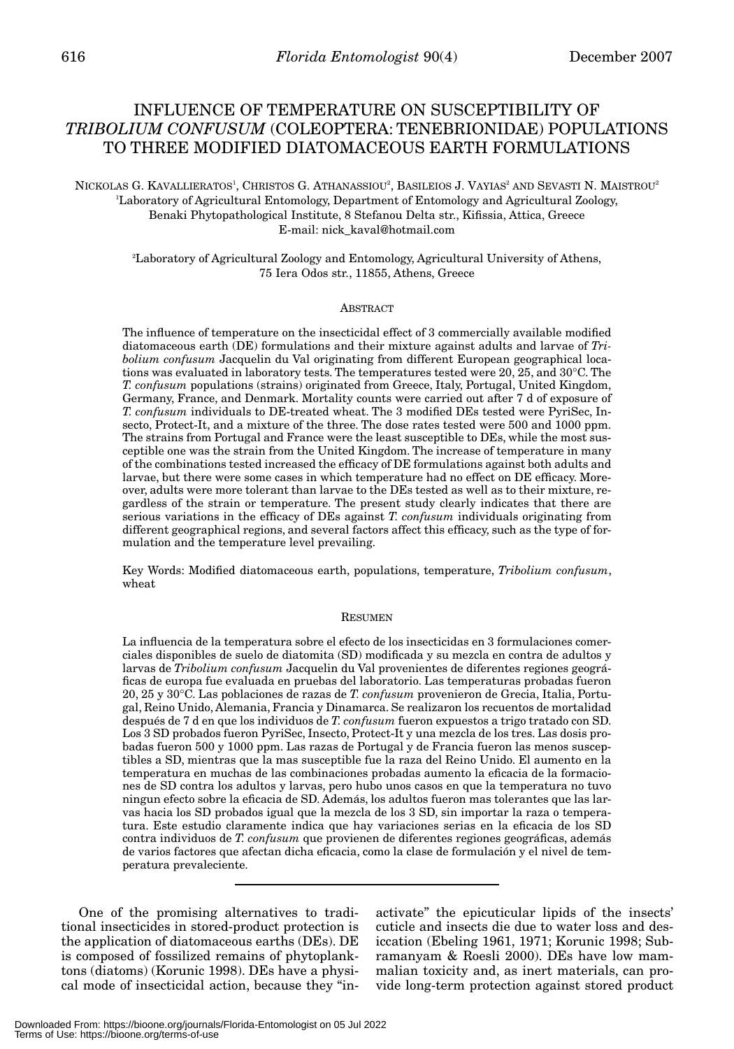# INFLUENCE OF TEMPERATURE ON SUSCEPTIBILITY OF *TRIBOLIUM CONFUSUM* (COLEOPTERA: TENEBRIONIDAE) POPULATIONS TO THREE MODIFIED DIATOMACEOUS EARTH FORMULATIONS

NICKOLAS G. KAVALLIERATOS[1], CHRISTOS G. ATHANASSIOU[2], BASILEIOS J. VAYIAS[2] AND SEVASTI N. MAISTROU[2]

[1]Laboratory of Agricultural Entomology, Department of Entomology and Agricultural Zoology, Benaki Phytopathological Institute, 8 Stefanou Delta str., Kifissia, Attica, Greece
E-mail: nick_kaval@hotmail.com

[2]Laboratory of Agricultural Zoology and Entomology, Agricultural University of Athens, 75 Iera Odos str., 11855, Athens, Greece

## ABSTRACT

The influence of temperature on the insecticidal effect of 3 commercially available modified diatomaceous earth (DE) formulations and their mixture against adults and larvae of *Tribolium confusum* Jacquelin du Val originating from different European geographical locations was evaluated in laboratory tests. The temperatures tested were 20, 25, and 30°C. The *T. confusum* populations (strains) originated from Greece, Italy, Portugal, United Kingdom, Germany, France, and Denmark. Mortality counts were carried out after 7 d of exposure of *T. confusum* individuals to DE-treated wheat. The 3 modified DEs tested were PyriSec, Insecto, Protect-It, and a mixture of the three. The dose rates tested were 500 and 1000 ppm. The strains from Portugal and France were the least susceptible to DEs, while the most susceptible one was the strain from the United Kingdom. The increase of temperature in many of the combinations tested increased the efficacy of DE formulations against both adults and larvae, but there were some cases in which temperature had no effect on DE efficacy. Moreover, adults were more tolerant than larvae to the DEs tested as well as to their mixture, regardless of the strain or temperature. The present study clearly indicates that there are serious variations in the efficacy of DEs against *T. confusum* individuals originating from different geographical regions, and several factors affect this efficacy, such as the type of formulation and the temperature level prevailing.

Key Words: Modified diatomaceous earth, populations, temperature, *Tribolium confusum*, wheat

## RESUMEN

La influencia de la temperatura sobre el efecto de los insecticidas en 3 formulaciones comerciales disponibles de suelo de diatomita (SD) modificada y su mezcla en contra de adultos y larvas de *Tribolium confusum* Jacquelin du Val provenientes de diferentes regiones geográficas de europa fue evaluada en pruebas del laboratorio. Las temperaturas probadas fueron 20, 25 y 30°C. Las poblaciones de razas de *T. confusum* provenieron de Grecia, Italia, Portugal, Reino Unido, Alemania, Francia y Dinamarca. Se realizaron los recuentos de mortalidad después de 7 d en que los individuos de *T. confusum* fueron expuestos a trigo tratado con SD. Los 3 SD probados fueron PyriSec, Insecto, Protect-It y una mezcla de los tres. Las dosis probadas fueron 500 y 1000 ppm. Las razas de Portugal y de Francia fueron las menos susceptibles a SD, mientras que la mas susceptible fue la raza del Reino Unido. El aumento en la temperatura en muchas de las combinaciones probadas aumento la eficacia de la formaciones de SD contra los adultos y larvas, pero hubo unos casos en que la temperatura no tuvo ningun efecto sobre la eficacia de SD. Además, los adultos fueron mas tolerantes que las larvas hacia los SD probados igual que la mezcla de los 3 SD, sin importar la raza o temperatura. Este estudio claramente indica que hay variaciones serias en la eficacia de los SD contra individuos de *T. confusum* que provienen de diferentes regiones geográficas, además de varios factores que afectan dicha eficacia, como la clase de formulación y el nivel de temperatura prevaleciente.

One of the promising alternatives to traditional insecticides in stored-product protection is the application of diatomaceous earths (DEs). DE is composed of fossilized remains of phytoplanktons (diatoms) (Korunic 1998). DEs have a physical mode of insecticidal action, because they "inactivate" the epicuticular lipids of the insects' cuticle and insects die due to water loss and desiccation (Ebeling 1961, 1971; Korunic 1998; Subramanyam & Roesli 2000). DEs have low mammalian toxicity and, as inert materials, can provide long-term protection against stored product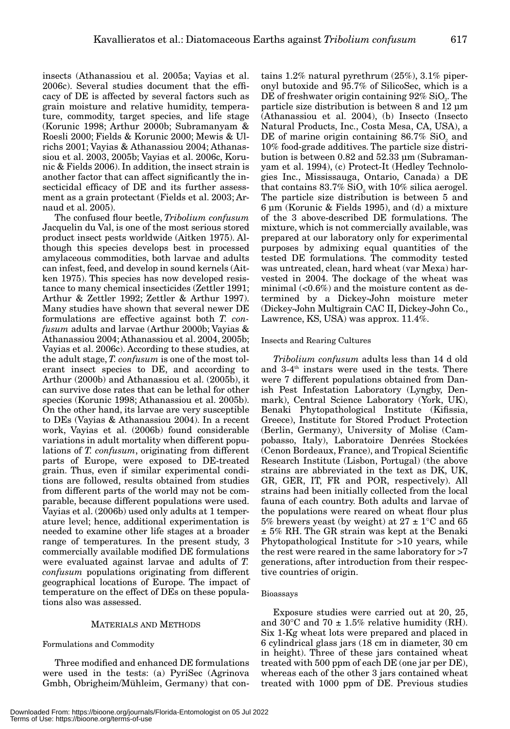insects (Athanassiou et al. 2005a; Vayias et al. 2006c). Several studies document that the efficacy of DE is affected by several factors such as grain moisture and relative humidity, temperature, commodity, target species, and life stage (Korunic 1998; Arthur 2000b; Subramanyam & Roesli 2000; Fields & Korunic 2000; Mewis & Ulrichs 2001; Vayias & Athanassiou 2004; Athanassiou et al. 2003, 2005b; Vayias et al. 2006c, Korunic & Fields 2006). In addition, the insect strain is another factor that can affect significantly the insecticidal efficacy of DE and its further assessment as a grain protectant (Fields et al. 2003; Arnaud et al. 2005).

The confused flour beetle, *Tribolium confusum* Jacquelin du Val, is one of the most serious stored product insect pests worldwide (Aitken 1975). Although this species develops best in processed amylaceous commodities, both larvae and adults can infest, feed, and develop in sound kernels (Aitken 1975). This species has now developed resistance to many chemical insecticides (Zettler 1991; Arthur & Zettler 1992; Zettler & Arthur 1997). Many studies have shown that several newer DE formulations are effective against both *T. confusum* adults and larvae (Arthur 2000b; Vayias & Athanassiou 2004; Athanassiou et al. 2004, 2005b; Vayias et al. 2006c). According to these studies, at the adult stage, *T. confusum* is one of the most tolerant insect species to DE, and according to Arthur (2000b) and Athanassiou et al. (2005b), it can survive dose rates that can be lethal for other species (Korunic 1998; Athanassiou et al. 2005b). On the other hand, its larvae are very susceptible to DEs (Vayias & Athanassiou 2004). In a recent work, Vayias et al. (2006b) found considerable variations in adult mortality when different populations of *T. confusum*, originating from different parts of Europe, were exposed to DE-treated grain. Thus, even if similar experimental conditions are followed, results obtained from studies from different parts of the world may not be comparable, because different populations were used. Vayias et al. (2006b) used only adults at 1 temperature level; hence, additional experimentation is needed to examine other life stages at a broader range of temperatures. In the present study, 3 commercially available modified DE formulations were evaluated against larvae and adults of *T. confusum* populations originating from different geographical locations of Europe. The impact of temperature on the effect of DEs on these populations also was assessed.

## MATERIALS AND METHODS

### Formulations and Commodity

Three modified and enhanced DE formulations were used in the tests: (a) PyriSec (Agrinova Gmbh, Obrigheim/Mühleim, Germany) that contains 1.2% natural pyrethrum (25%), 3.1% piperonyl butoxide and 95.7% of SilicoSec, which is a DE of freshwater origin containing 92% $SiO_2$. The particle size distribution is between 8 and 12 µm (Athanassiou et al. 2004), (b) Insecto (Insecto Natural Products, Inc., Costa Mesa, CA, USA), a DE of marine origin containing 86.7% $SiO_2$ and 10% food-grade additives. The particle size distribution is between 0.82 and 52.33 µm (Subramanyam et al. 1994), (c) Protect-It (Hedley Technologies Inc., Mississauga, Ontario, Canada) a DE that contains 83.7% $SiO_2$ with 10% silica aerogel. The particle size distribution is between 5 and 6 µm (Korunic & Fields 1995), and (d) a mixture of the 3 above-described DE formulations. The mixture, which is not commercially available, was prepared at our laboratory only for experimental purposes by admixing equal quantities of the tested DE formulations. The commodity tested was untreated, clean, hard wheat (var Mexa) harvested in 2004. The dockage of the wheat was minimal (<0.6%) and the moisture content as determined by a Dickey-John moisture meter (Dickey-John Multigrain CAC II, Dickey-John Co., Lawrence, KS, USA) was approx. 11.4%.

### Insects and Rearing Cultures

*Tribolium confusum* adults less than 14 d old and 3-4th instars were used in the tests. There were 7 different populations obtained from Danish Pest Infestation Laboratory (Lyngby, Denmark), Central Science Laboratory (York, UK), Benaki Phytopathological Institute (Kifissia, Greece), Institute for Stored Product Protection (Berlin, Germany), University of Molise (Campobasso, Italy), Laboratoire Denrées Stockées (Cenon Bordeaux, France), and Tropical Scientific Research Institute (Lisbon, Portugal) (the above strains are abbreviated in the text as DK, UK, GR, GER, IT, FR and POR, respectively). All strains had been initially collected from the local fauna of each country. Both adults and larvae of the populations were reared on wheat flour plus 5% brewers yeast (by weight) at 27 ± 1°C and 65 ± 5% RH. The GR strain was kept at the Benaki Phytopathological Institute for >10 years, while the rest were reared in the same laboratory for >7 generations, after introduction from their respective countries of origin.

### Bioassays

Exposure studies were carried out at 20, 25, and 30°C and 70 ± 1.5% relative humidity (RH). Six 1-Kg wheat lots were prepared and placed in 6 cylindrical glass jars (18 cm in diameter, 30 cm in height). Three of these jars contained wheat treated with 500 ppm of each DE (one jar per DE), whereas each of the other 3 jars contained wheat treated with 1000 ppm of DE. Previous studies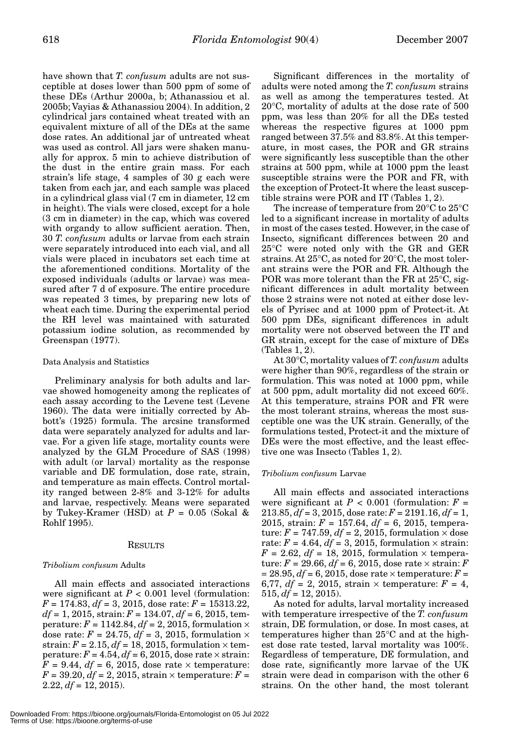have shown that *T. confusum* adults are not susceptible at doses lower than 500 ppm of some of these DEs (Arthur 2000a, b; Athanassiou et al. 2005b; Vayias & Athanassiou 2004). In addition, 2 cylindrical jars contained wheat treated with an equivalent mixture of all of the DEs at the same dose rates. An additional jar of untreated wheat was used as control. All jars were shaken manually for approx. 5 min to achieve distribution of the dust in the entire grain mass. For each strain's life stage, 4 samples of 30 g each were taken from each jar, and each sample was placed in a cylindrical glass vial (7 cm in diameter, 12 cm in height). The vials were closed, except for a hole (3 cm in diameter) in the cap, which was covered with organdy to allow sufficient aeration. Then, 30 *T. confusum* adults or larvae from each strain were separately introduced into each vial, and all vials were placed in incubators set each time at the aforementioned conditions. Mortality of the exposed individuals (adults or larvae) was measured after 7 d of exposure. The entire procedure was repeated 3 times, by preparing new lots of wheat each time. During the experimental period the RH level was maintained with saturated potassium iodine solution, as recommended by Greenspan (1977).

### Data Analysis and Statistics

Preliminary analysis for both adults and larvae showed homogeneity among the replicates of each assay according to the Levene test (Levene 1960). The data were initially corrected by Abbott's (1925) formula. The arcsine transformed data were separately analyzed for adults and larvae. For a given life stage, mortality counts were analyzed by the GLM Procedure of SAS (1998) with adult (or larval) mortality as the response variable and DE formulation, dose rate, strain, and temperature as main effects. Control mortality ranged between 2-8% and 3-12% for adults and larvae, respectively. Means were separated by Tukey-Kramer (HSD) at $P = 0.05$ (Sokal & Rohlf 1995).

## RESULTS

### *Tribolium confusum* Adults

All main effects and associated interactions were significant at $P < 0.001$ level (formulation: $F = 174.83$, $df = 3, 2015$, dose rate: $F = 15313.22$, $df = 1, 2015$, strain: $F = 134.07$, $df = 6, 2015$, temperature: $F = 1142.84$, $df = 2, 2015$, formulation × dose rate: $F = 24.75$, $df = 3, 2015$, formulation × strain: $F = 2.15$, $df = 18, 2015$, formulation × temperature: $F = 4.54$, $df = 6, 2015$, dose rate × strain: $F = 9.44$, $df = 6, 2015$, dose rate × temperature: $F = 39.20$, $df = 2, 2015$, strain × temperature: $F = 2.22$, $df = 12, 2015$).

Significant differences in the mortality of adults were noted among the *T. confusum* strains as well as among the temperatures tested. At 20°C, mortality of adults at the dose rate of 500 ppm, was less than 20% for all the DEs tested whereas the respective figures at 1000 ppm ranged between 37.5% and 83.8%. At this temperature, in most cases, the POR and GR strains were significantly less susceptible than the other strains at 500 ppm, while at 1000 ppm the least susceptible strains were the POR and FR, with the exception of Protect-It where the least susceptible strains were POR and IT (Tables 1, 2).

The increase of temperature from 20°C to 25°C led to a significant increase in mortality of adults in most of the cases tested. However, in the case of Insecto, significant differences between 20 and 25°C were noted only with the GR and GER strains. At 25°C, as noted for 20°C, the most tolerant strains were the POR and FR. Although the POR was more tolerant than the FR at 25°C, significant differences in adult mortality between those 2 strains were not noted at either dose levels of Pyrisec and at 1000 ppm of Protect-it. At 500 ppm DEs, significant differences in adult mortality were not observed between the IT and GR strain, except for the case of mixture of DEs (Tables 1, 2).

At 30°C, mortality values of *T. confusum* adults were higher than 90%, regardless of the strain or formulation. This was noted at 1000 ppm, while at 500 ppm, adult mortality did not exceed 60%. At this temperature, strains POR and FR were the most tolerant strains, whereas the most susceptible one was the UK strain. Generally, of the formulations tested, Protect-it and the mixture of DEs were the most effective, and the least effective one was Insecto (Tables 1, 2).

### *Tribolium confusum* Larvae

All main effects and associated interactions were significant at $P < 0.001$ (formulation: $F = 213.85$, $df = 3, 2015$, dose rate: $F = 2191.16$, $df = 1, 2015$, strain: $F = 157.64$, $df = 6, 2015$, temperature: $F = 747.59$, $df = 2, 2015$, formulation × dose rate: $F = 4.64$, $df = 3, 2015$, formulation × strain: $F = 2.62$, $df = 18, 2015$, formulation × temperature: $F = 29.66$, $df = 6, 2015$, dose rate × strain: $F = 28.95$, $df = 6, 2015$, dose rate × temperature: $F = 6,77$, $df = 2, 2015$, strain × temperature: $F = 4, 515$, $df = 12, 2015$).

As noted for adults, larval mortality increased with temperature irrespective of the *T. confusum* strain, DE formulation, or dose. In most cases, at temperatures higher than 25°C and at the highest dose rate tested, larval mortality was 100%. Regardless of temperature, DE formulation, and dose rate, significantly more larvae of the UK strain were dead in comparison with the other 6 strains. On the other hand, the most tolerant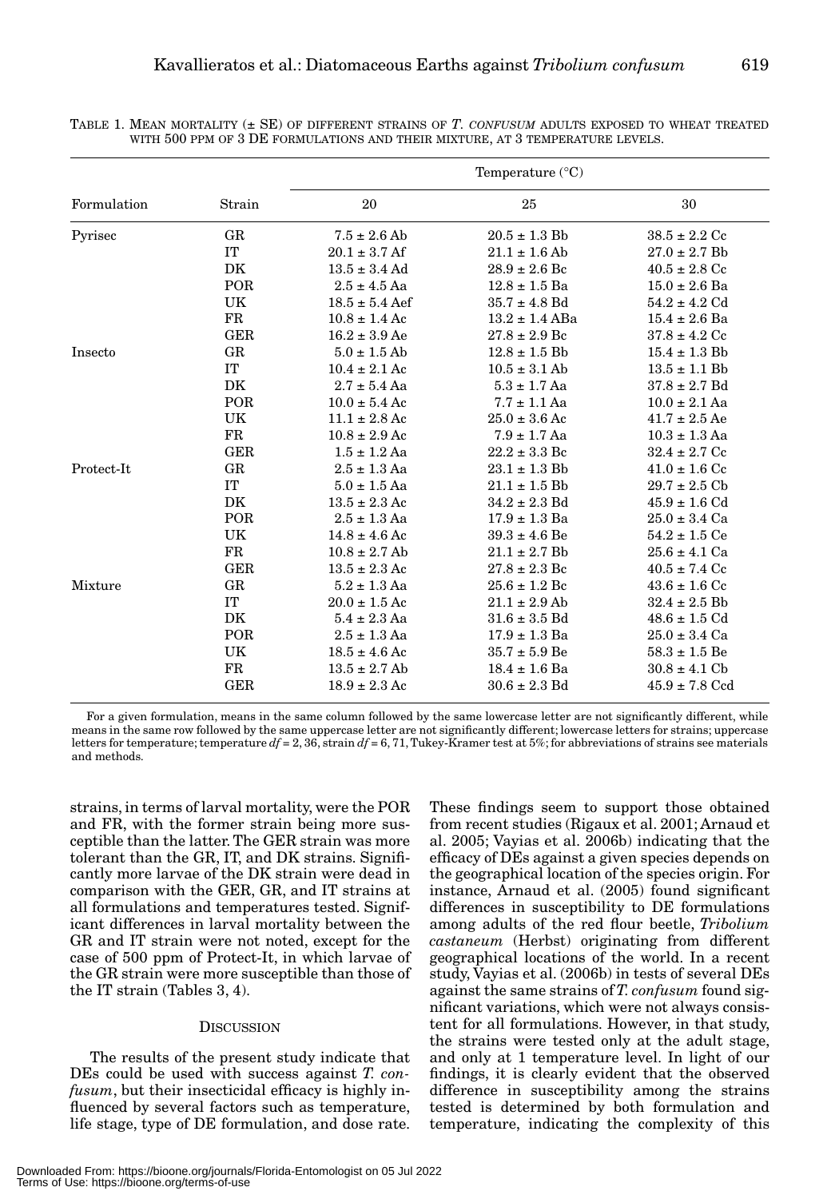TABLE 1. MEAN MORTALITY (± SE) OF DIFFERENT STRAINS OF *T. CONFUSUM* ADULTS EXPOSED TO WHEAT TREATED WITH 500 PPM OF 3 DE FORMULATIONS AND THEIR MIXTURE, AT 3 TEMPERATURE LEVELS.

| Formulation | Strain | Temperature (°C) | | |
|---|---|---|---|---|
| | | 20 | 25 | 30 |
| Pyrisec | GR | 7.5 ± 2.6 Ab | 20.5 ± 1.3 Bb | 38.5 ± 2.2 Cc |
| | IT | 20.1 ± 3.7 Af | 21.1 ± 1.6 Ab | 27.0 ± 2.7 Bb |
| | DK | 13.5 ± 3.4 Ad | 28.9 ± 2.6 Bc | 40.5 ± 2.8 Cc |
| | POR | 2.5 ± 4.5 Aa | 12.8 ± 1.5 Ba | 15.0 ± 2.6 Ba |
| | UK | 18.5 ± 5.4 Aef | 35.7 ± 4.8 Bd | 54.2 ± 4.2 Cd |
| | FR | 10.8 ± 1.4 Ac | 13.2 ± 1.4 ABa | 15.4 ± 2.6 Ba |
| | GER | 16.2 ± 3.9 Ae | 27.8 ± 2.9 Bc | 37.8 ± 4.2 Cc |
| Insecto | GR | 5.0 ± 1.5 Ab | 12.8 ± 1.5 Bb | 15.4 ± 1.3 Bb |
| | IT | 10.4 ± 2.1 Ac | 10.5 ± 3.1 Ab | 13.5 ± 1.1 Bb |
| | DK | 2.7 ± 5.4 Aa | 5.3 ± 1.7 Aa | 37.8 ± 2.7 Bd |
| | POR | 10.0 ± 5.4 Ac | 7.7 ± 1.1 Aa | 10.0 ± 2.1 Aa |
| | UK | 11.1 ± 2.8 Ac | 25.0 ± 3.6 Ac | 41.7 ± 2.5 Ae |
| | FR | 10.8 ± 2.9 Ac | 7.9 ± 1.7 Aa | 10.3 ± 1.3 Aa |
| | GER | 1.5 ± 1.2 Aa | 22.2 ± 3.3 Bc | 32.4 ± 2.7 Cc |
| Protect-It | GR | 2.5 ± 1.3 Aa | 23.1 ± 1.3 Bb | 41.0 ± 1.6 Cc |
| | IT | 5.0 ± 1.5 Aa | 21.1 ± 1.5 Bb | 29.7 ± 2.5 Cb |
| | DK | 13.5 ± 2.3 Ac | 34.2 ± 2.3 Bd | 45.9 ± 1.6 Cd |
| | POR | 2.5 ± 1.3 Aa | 17.9 ± 1.3 Ba | 25.0 ± 3.4 Ca |
| | UK | 14.8 ± 4.6 Ac | 39.3 ± 4.6 Be | 54.2 ± 1.5 Ce |
| | FR | 10.8 ± 2.7 Ab | 21.1 ± 2.7 Bb | 25.6 ± 4.1 Ca |
| | GER | 13.5 ± 2.3 Ac | 27.8 ± 2.3 Bc | 40.5 ± 7.4 Cc |
| Mixture | GR | 5.2 ± 1.3 Aa | 25.6 ± 1.2 Bc | 43.6 ± 1.6 Cc |
| | IT | 20.0 ± 1.5 Ac | 21.1 ± 2.9 Ab | 32.4 ± 2.5 Bb |
| | DK | 5.4 ± 2.3 Aa | 31.6 ± 3.5 Bd | 48.6 ± 1.5 Cd |
| | POR | 2.5 ± 1.3 Aa | 17.9 ± 1.3 Ba | 25.0 ± 3.4 Ca |
| | UK | 18.5 ± 4.6 Ac | 35.7 ± 5.9 Be | 58.3 ± 1.5 Be |
| | FR | 13.5 ± 2.7 Ab | 18.4 ± 1.6 Ba | 30.8 ± 4.1 Cb |
| | GER | 18.9 ± 2.3 Ac | 30.6 ± 2.3 Bd | 45.9 ± 7.8 Ccd |

For a given formulation, means in the same column followed by the same lowercase letter are not significantly different, while means in the same row followed by the same uppercase letter are not significantly different; lowercase letters for strains; uppercase letters for temperature; temperature $df = 2, 36$, strain $df = 6, 71$, Tukey-Kramer test at 5%; for abbreviations of strains see materials and methods.

strains, in terms of larval mortality, were the POR and FR, with the former strain being more susceptible than the latter. The GER strain was more tolerant than the GR, IT, and DK strains. Significantly more larvae of the DK strain were dead in comparison with the GER, GR, and IT strains at all formulations and temperatures tested. Significant differences in larval mortality between the GR and IT strain were not noted, except for the case of 500 ppm of Protect-It, in which larvae of the GR strain were more susceptible than those of the IT strain (Tables 3, 4).

## DISCUSSION

The results of the present study indicate that DEs could be used with success against *T. confusum*, but their insecticidal efficacy is highly influenced by several factors such as temperature, life stage, type of DE formulation, and dose rate. These findings seem to support those obtained from recent studies (Rigaux et al. 2001; Arnaud et al. 2005; Vayias et al. 2006b) indicating that the efficacy of DEs against a given species depends on the geographical location of the species origin. For instance, Arnaud et al. (2005) found significant differences in susceptibility to DE formulations among adults of the red flour beetle, *Tribolium castaneum* (Herbst) originating from different geographical locations of the world. In a recent study, Vayias et al. (2006b) in tests of several DEs against the same strains of *T. confusum* found significant variations, which were not always consistent for all formulations. However, in that study, the strains were tested only at the adult stage, and only at 1 temperature level. In light of our findings, it is clearly evident that the observed difference in susceptibility among the strains tested is determined by both formulation and temperature, indicating the complexity of this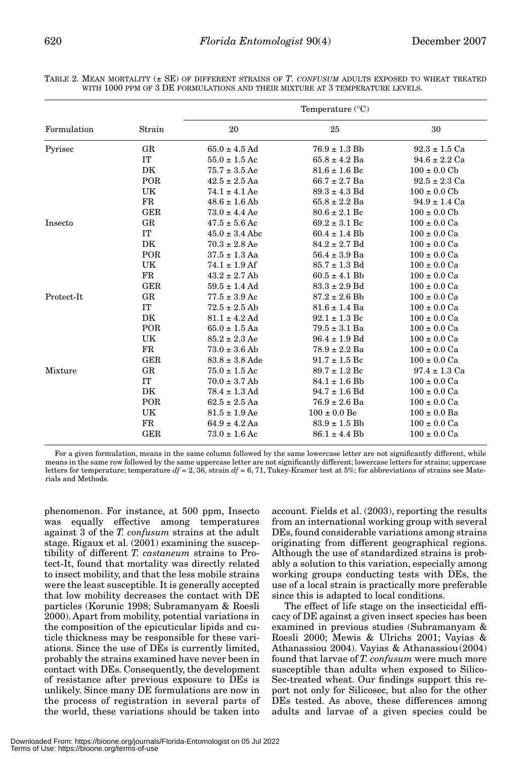TABLE 2. MEAN MORTALITY (± SE) OF DIFFERENT STRAINS OF *T. CONFUSUM* ADULTS EXPOSED TO WHEAT TREATED WITH 1000 PPM OF 3 DE FORMULATIONS AND THEIR MIXTURE AT 3 TEMPERATURE LEVELS.

| Formulation | Strain | Temperature (°C) | | |
|---|---|---|---|---|
| | | 20 | 25 | 30 |
| Pyrisec | GR | 65.0 ± 4.5 Ad | 76.9 ± 1.3 Bb | 92.3 ± 1.5 Ca |
| | IT | 55.0 ± 1.5 Ac | 65.8 ± 4.2 Ba | 94.6 ± 2.2 Ca |
| | DK | 75.7 ± 3.5 Ae | 81.6 ± 1.6 Bc | 100 ± 0.0 Cb |
| | POR | 42.5 ± 2.5 Aa | 66.7 ± 2.7 Ba | 92.5 ± 2.3 Ca |
| | UK | 74.1 ± 4.1 Ae | 89.3 ± 4.3 Bd | 100 ± 0.0 Cb |
| | FR | 48.6 ± 1.6 Ab | 65.8 ± 2.2 Ba | 94.9 ± 1.4 Ca |
| | GER | 73.0 ± 4.4 Ae | 80.6 ± 2.1 Bc | 100 ± 0.0 Cb |
| Insecto | GR | 47.5 ± 5.6 Ac | 69.2 ± 3.1 Bc | 100 ± 0.0 Ca |
| | IT | 45.0 ± 3.4 Abc | 60.4 ± 1.4 Bb | 100 ± 0.0 Ca |
| | DK | 70.3 ± 2.8 Ae | 84.2 ± 2.7 Bd | 100 ± 0.0 Ca |
| | POR | 37.5 ± 1.3 Aa | 56.4 ± 3.9 Ba | 100 ± 0.0 Ca |
| | UK | 74.1 ± 1.9 Af | 85.7 ± 1.3 Bd | 100 ± 0.0 Ca |
| | FR | 43.2 ± 2.7 Ab | 60.5 ± 4.1 Bb | 100 ± 0.0 Ca |
| | GER | 59.5 ± 1.4 Ad | 83.3 ± 2.9 Bd | 100 ± 0.0 Ca |
| Protect-It | GR | 77.5 ± 3.9 Ac | 87.2 ± 2.6 Bb | 100 ± 0.0 Ca |
| | IT | 72.5 ± 2.5 Ab | 81.6 ± 1.4 Ba | 100 ± 0.0 Ca |
| | DK | 81.1 ± 4.2 Ad | 92.1 ± 1.3 Bc | 100 ± 0.0 Ca |
| | POR | 65.0 ± 1.5 Aa | 79.5 ± 3.1 Ba | 100 ± 0.0 Ca |
| | UK | 85.2 ± 2.3 Ae | 96.4 ± 1.9 Bd | 100 ± 0.0 Ca |
| | FR | 73.0 ± 3.6 Ab | 78.9 ± 2.2 Ba | 100 ± 0.0 Ca |
| | GER | 83.8 ± 3.8 Ade | 91.7 ± 1.5 Bc | 100 ± 0.0 Ca |
| Mixture | GR | 75.0 ± 1.5 Ac | 89.7 ± 1.2 Bc | 97.4 ± 1.3 Ca |
| | IT | 70.0 ± 3.7 Ab | 84.1 ± 1.6 Bb | 100 ± 0.0 Ca |
| | DK | 78.4 ± 1.3 Ad | 94.7 ± 1.6 Bd | 100 ± 0.0 Ca |
| | POR | 62.5 ± 2.5 Aa | 76.9 ± 2.6 Ba | 100 ± 0.0 Ca |
| | UK | 81.5 ± 1.9 Ae | 100 ± 0.0 Be | 100 ± 0.0 Ba |
| | FR | 64.9 ± 4.2 Aa | 83.9 ± 1.5 Bb | 100 ± 0.0 Ca |
| | GER | 73.0 ± 1.6 Ac | 86.1 ± 4.4 Bb | 100 ± 0.0 Ca |

For a given formulation, means in the same column followed by the same lowercase letter are not significantly different, while means in the same row followed by the same uppercase letter are not significantly different; lowercase letters for strains; uppercase letters for temperature; temperature $df = 2, 36$, strain $df = 6, 71$, Tukey-Kramer test at 5%; for abbreviations of strains see Materials and Methods.

phenomenon. For instance, at 500 ppm, Insecto was equally effective among temperatures against 3 of the *T. confusum* strains at the adult stage. Rigaux et al. (2001) examining the susceptibility of different *T. castaneum* strains to Protect-It, found that mortality was directly related to insect mobility, and that the less mobile strains were the least susceptible. It is generally accepted that low mobility decreases the contact with DE particles (Korunic 1998; Subramanyam & Roesli 2000). Apart from mobility, potential variations in the composition of the epicuticular lipids and cuticle thickness may be responsible for these variations. Since the use of DEs is currently limited, probably the strains examined have never been in contact with DEs. Consequently, the development of resistance after previous exposure to DEs is unlikely. Since many DE formulations are now in the process of registration in several parts of the world, these variations should be taken into account. Fields et al. (2003), reporting the results from an international working group with several DEs, found considerable variations among strains originating from different geographical regions. Although the use of standardized strains is probably a solution to this variation, especially among working groups conducting tests with DEs, the use of a local strain is practically more preferable since this is adapted to local conditions.

The effect of life stage on the insecticidal efficacy of DE against a given insect species has been examined in previous studies (Subramanyam & Roesli 2000; Mewis & Ulrichs 2001; Vayias & Athanassiou 2004). Vayias & Athanassiou (2004) found that larvae of *T. confusum* were much more susceptible than adults when exposed to Silico-Sec-treated wheat. Our findings support this report not only for Silicosec, but also for the other DEs tested. As above, these differences among adults and larvae of a given species could be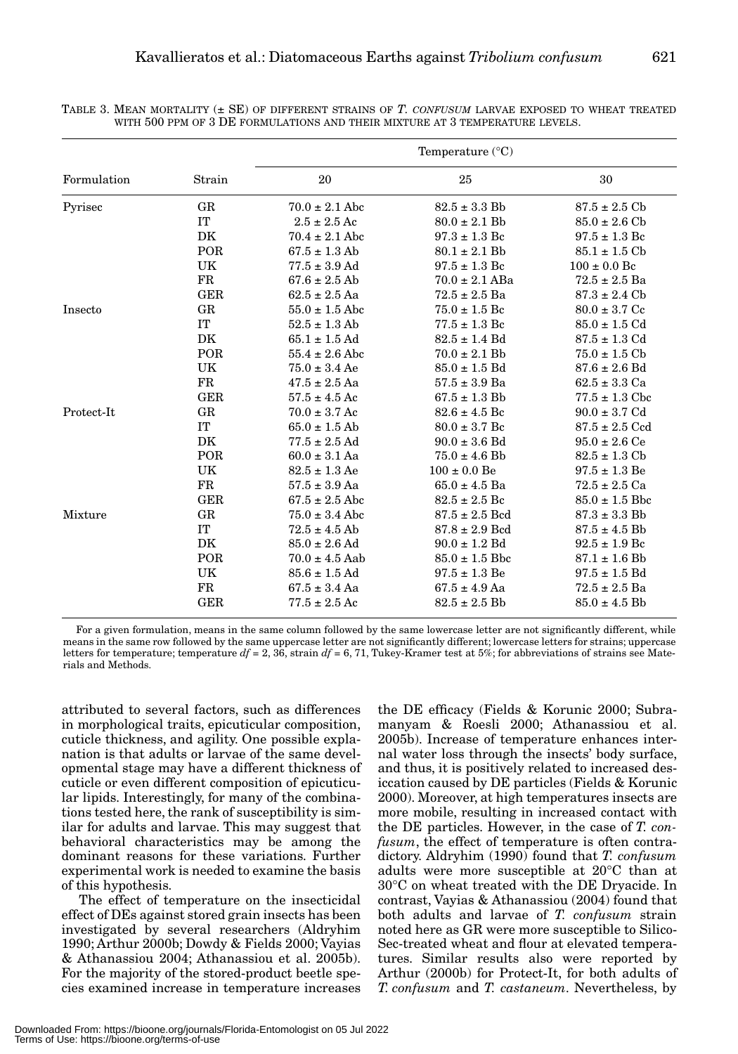TABLE 3. MEAN MORTALITY (± SE) OF DIFFERENT STRAINS OF *T. CONFUSUM* LARVAE EXPOSED TO WHEAT TREATED WITH 500 PPM OF 3 DE FORMULATIONS AND THEIR MIXTURE AT 3 TEMPERATURE LEVELS.

| Formulation | Strain | Temperature (°C) | | |
|---|---|---|---|---|
| | | 20 | 25 | 30 |
| Pyrisec | GR | 70.0 ± 2.1 Abc | 82.5 ± 3.3 Bb | 87.5 ± 2.5 Cb |
| | IT | 2.5 ± 2.5 Ac | 80.0 ± 2.1 Bb | 85.0 ± 2.6 Cb |
| | DK | 70.4 ± 2.1 Abc | 97.3 ± 1.3 Bc | 97.5 ± 1.3 Bc |
| | POR | 67.5 ± 1.3 Ab | 80.1 ± 2.1 Bb | 85.1 ± 1.5 Cb |
| | UK | 77.5 ± 3.9 Ad | 97.5 ± 1.3 Bc | 100 ± 0.0 Bc |
| | FR | 67.6 ± 2.5 Ab | 70.0 ± 2.1 ABa | 72.5 ± 2.5 Ba |
| | GER | 62.5 ± 2.5 Aa | 72.5 ± 2.5 Ba | 87.3 ± 2.4 Cb |
| Insecto | GR | 55.0 ± 1.5 Abc | 75.0 ± 1.5 Bc | 80.0 ± 3.7 Cc |
| | IT | 52.5 ± 1.3 Ab | 77.5 ± 1.3 Bc | 85.0 ± 1.5 Cd |
| | DK | 65.1 ± 1.5 Ad | 82.5 ± 1.4 Bd | 87.5 ± 1.3 Cd |
| | POR | 55.4 ± 2.6 Abc | 70.0 ± 2.1 Bb | 75.0 ± 1.5 Cb |
| | UK | 75.0 ± 3.4 Ae | 85.0 ± 1.5 Bd | 87.6 ± 2.6 Bd |
| | FR | 47.5 ± 2.5 Aa | 57.5 ± 3.9 Ba | 62.5 ± 3.3 Ca |
| | GER | 57.5 ± 4.5 Ac | 67.5 ± 1.3 Bb | 77.5 ± 1.3 Cbc |
| Protect-It | GR | 70.0 ± 3.7 Ac | 82.6 ± 4.5 Bc | 90.0 ± 3.7 Cd |
| | IT | 65.0 ± 1.5 Ab | 80.0 ± 3.7 Bc | 87.5 ± 2.5 Ccd |
| | DK | 77.5 ± 2.5 Ad | 90.0 ± 3.6 Bd | 95.0 ± 2.6 Ce |
| | POR | 60.0 ± 3.1 Aa | 75.0 ± 4.6 Bb | 82.5 ± 1.3 Cb |
| | UK | 82.5 ± 1.3 Ae | 100 ± 0.0 Be | 97.5 ± 1.3 Be |
| | FR | 57.5 ± 3.9 Aa | 65.0 ± 4.5 Ba | 72.5 ± 2.5 Ca |
| | GER | 67.5 ± 2.5 Abc | 82.5 ± 2.5 Bc | 85.0 ± 1.5 Bbc |
| Mixture | GR | 75.0 ± 3.4 Abc | 87.5 ± 2.5 Bcd | 87.3 ± 3.3 Bb |
| | IT | 72.5 ± 4.5 Ab | 87.8 ± 2.9 Bcd | 87.5 ± 4.5 Bb |
| | DK | 85.0 ± 2.6 Ad | 90.0 ± 1.2 Bd | 92.5 ± 1.9 Bc |
| | POR | 70.0 ± 4.5 Aab | 85.0 ± 1.5 Bbc | 87.1 ± 1.6 Bb |
| | UK | 85.6 ± 1.5 Ad | 97.5 ± 1.3 Be | 97.5 ± 1.5 Bd |
| | FR | 67.5 ± 3.4 Aa | 67.5 ± 4.9 Aa | 72.5 ± 2.5 Ba |
| | GER | 77.5 ± 2.5 Ac | 82.5 ± 2.5 Bb | 85.0 ± 4.5 Bb |

For a given formulation, means in the same column followed by the same lowercase letter are not significantly different, while means in the same row followed by the same uppercase letter are not significantly different; lowercase letters for strains; uppercase letters for temperature; temperature $df$ = 2, 36, strain $df$ = 6, 71, Tukey-Kramer test at 5%; for abbreviations of strains see Materials and Methods.

attributed to several factors, such as differences in morphological traits, epicuticular composition, cuticle thickness, and agility. One possible explanation is that adults or larvae of the same developmental stage may have a different thickness of cuticle or even different composition of epicuticular lipids. Interestingly, for many of the combinations tested here, the rank of susceptibility is similar for adults and larvae. This may suggest that behavioral characteristics may be among the dominant reasons for these variations. Further experimental work is needed to examine the basis of this hypothesis.

The effect of temperature on the insecticidal effect of DEs against stored grain insects has been investigated by several researchers (Aldryhim 1990; Arthur 2000b; Dowdy & Fields 2000; Vayias & Athanassiou 2004; Athanassiou et al. 2005b). For the majority of the stored-product beetle species examined increase in temperature increases the DE efficacy (Fields & Korunic 2000; Subramanyam & Roesli 2000; Athanassiou et al. 2005b). Increase of temperature enhances internal water loss through the insects' body surface, and thus, it is positively related to increased desiccation caused by DE particles (Fields & Korunic 2000). Moreover, at high temperatures insects are more mobile, resulting in increased contact with the DE particles. However, in the case of *T. confusum*, the effect of temperature is often contradictory. Aldryhim (1990) found that *T. confusum* adults were more susceptible at 20°C than at 30°C on wheat treated with the DE Dryacide. In contrast, Vayias & Athanassiou (2004) found that both adults and larvae of *T. confusum* strain noted here as GR were more susceptible to Silico-Sec-treated wheat and flour at elevated temperatures. Similar results also were reported by Arthur (2000b) for Protect-It, for both adults of *T. confusum* and *T. castaneum*. Nevertheless, by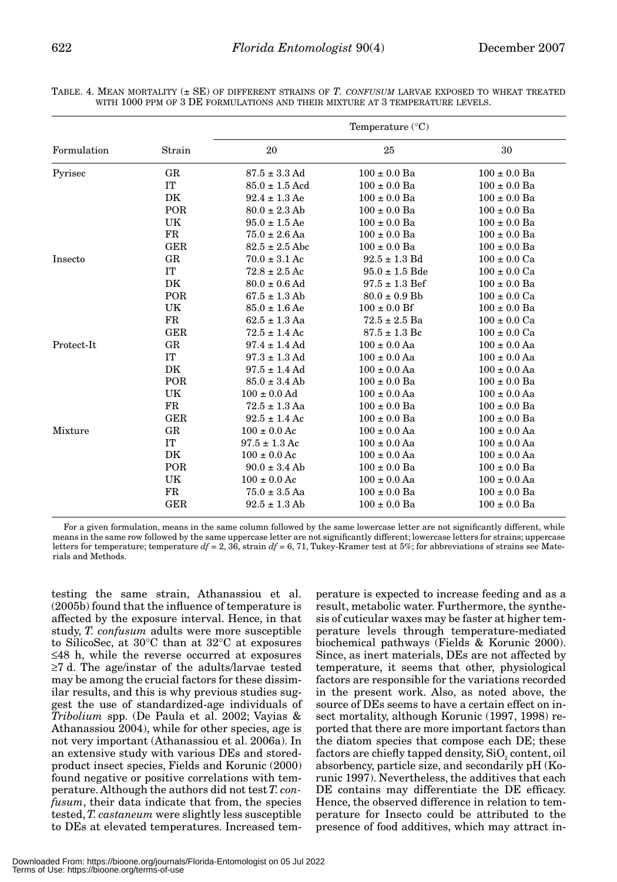TABLE. 4. MEAN MORTALITY (± SE) OF DIFFERENT STRAINS OF *T. CONFUSUM* LARVAE EXPOSED TO WHEAT TREATED WITH 1000 PPM OF 3 DE FORMULATIONS AND THEIR MIXTURE AT 3 TEMPERATURE LEVELS.

| Formulation | Strain | Temperature (°C) | | |
|---|---|---|---|---|
| | | 20 | 25 | 30 |
| Pyrisec | GR | 87.5 ± 3.3 Ad | 100 ± 0.0 Ba | 100 ± 0.0 Ba |
| | IT | 85.0 ± 1.5 Acd | 100 ± 0.0 Ba | 100 ± 0.0 Ba |
| | DK | 92.4 ± 1.3 Ae | 100 ± 0.0 Ba | 100 ± 0.0 Ba |
| | POR | 80.0 ± 2.3 Ab | 100 ± 0.0 Ba | 100 ± 0.0 Ba |
| | UK | 95.0 ± 1.5 Ae | 100 ± 0.0 Ba | 100 ± 0.0 Ba |
| | FR | 75.0 ± 2.6 Aa | 100 ± 0.0 Ba | 100 ± 0.0 Ba |
| | GER | 82.5 ± 2.5 Abc | 100 ± 0.0 Ba | 100 ± 0.0 Ba |
| Insecto | GR | 70.0 ± 3.1 Ac | 92.5 ± 1.3 Bd | 100 ± 0.0 Ca |
| | IT | 72.8 ± 2.5 Ac | 95.0 ± 1.5 Bde | 100 ± 0.0 Ca |
| | DK | 80.0 ± 0.6 Ad | 97.5 ± 1.3 Bef | 100 ± 0.0 Ba |
| | POR | 67.5 ± 1.3 Ab | 80.0 ± 0.9 Bb | 100 ± 0.0 Ca |
| | UK | 85.0 ± 1.6 Ae | 100 ± 0.0 Bf | 100 ± 0.0 Ba |
| | FR | 62.5 ± 1.3 Aa | 72.5 ± 2.5 Ba | 100 ± 0.0 Ca |
| | GER | 72.5 ± 1.4 Ac | 87.5 ± 1.3 Bc | 100 ± 0.0 Ca |
| Protect-It | GR | 97.4 ± 1.4 Ad | 100 ± 0.0 Aa | 100 ± 0.0 Aa |
| | IT | 97.3 ± 1.3 Ad | 100 ± 0.0 Aa | 100 ± 0.0 Aa |
| | DK | 97.5 ± 1.4 Ad | 100 ± 0.0 Aa | 100 ± 0.0 Aa |
| | POR | 85.0 ± 3.4 Ab | 100 ± 0.0 Ba | 100 ± 0.0 Ba |
| | UK | 100 ± 0.0 Ad | 100 ± 0.0 Aa | 100 ± 0.0 Aa |
| | FR | 72.5 ± 1.3 Aa | 100 ± 0.0 Ba | 100 ± 0.0 Ba |
| | GER | 92.5 ± 1.4 Ac | 100 ± 0.0 Ba | 100 ± 0.0 Ba |
| Mixture | GR | 100 ± 0.0 Ac | 100 ± 0.0 Aa | 100 ± 0.0 Aa |
| | IT | 97.5 ± 1.3 Ac | 100 ± 0.0 Aa | 100 ± 0.0 Aa |
| | DK | 100 ± 0.0 Ac | 100 ± 0.0 Aa | 100 ± 0.0 Aa |
| | POR | 90.0 ± 3.4 Ab | 100 ± 0.0 Ba | 100 ± 0.0 Ba |
| | UK | 100 ± 0.0 Ac | 100 ± 0.0 Aa | 100 ± 0.0 Aa |
| | FR | 75.0 ± 3.5 Aa | 100 ± 0.0 Ba | 100 ± 0.0 Ba |
| | GER | 92.5 ± 1.3 Ab | 100 ± 0.0 Ba | 100 ± 0.0 Ba |

For a given formulation, means in the same column followed by the same lowercase letter are not significantly different, while means in the same row followed by the same uppercase letter are not significantly different; lowercase letters for strains; uppercase letters for temperature; temperature $df = 2, 36$, strain $df = 6, 71$, Tukey-Kramer test at 5%; for abbreviations of strains see Materials and Methods.

testing the same strain, Athanassiou et al. (2005b) found that the influence of temperature is affected by the exposure interval. Hence, in that study, *T. confusum* adults were more susceptible to SilicoSec, at 30°C than at 32°C at exposures ≤48 h, while the reverse occurred at exposures ≥7 d. The age/instar of the adults/larvae tested may be among the crucial factors for these dissimilar results, and this is why previous studies suggest the use of standardized-age individuals of *Tribolium* spp. (De Paula et al. 2002; Vayias & Athanassiou 2004), while for other species, age is not very important (Athanassiou et al. 2006a). In an extensive study with various DEs and stored-product insect species, Fields and Korunic (2000) found negative or positive correlations with temperature. Although the authors did not test *T. confusum*, their data indicate that from, the species tested, *T. castaneum* were slightly less susceptible to DEs at elevated temperatures. Increased temperature is expected to increase feeding and as a result, metabolic water. Furthermore, the synthesis of cuticular waxes may be faster at higher temperature levels through temperature-mediated biochemical pathways (Fields & Korunic 2000). Since, as inert materials, DEs are not affected by temperature, it seems that other, physiological factors are responsible for the variations recorded in the present work. Also, as noted above, the source of DEs seems to have a certain effect on insect mortality, although Korunic (1997, 1998) reported that there are more important factors than the diatom species that compose each DE; these factors are chiefly tapped density, $SiO_2$ content, oil absorbency, particle size, and secondarily pH (Korunic 1997). Nevertheless, the additives that each DE contains may differentiate the DE efficacy. Hence, the observed difference in relation to temperature for Insecto could be attributed to the presence of food additives, which may attract in-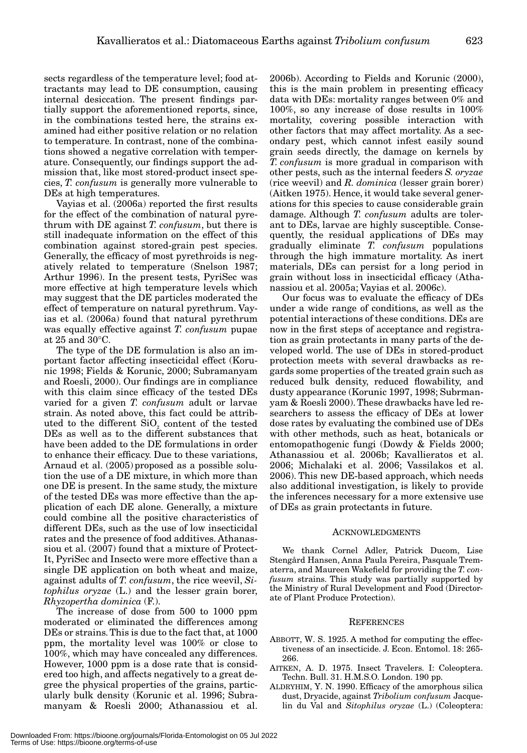sects regardless of the temperature level; food attractants may lead to DE consumption, causing internal desiccation. The present findings partially support the aforementioned reports, since, in the combinations tested here, the strains examined had either positive relation or no relation to temperature. In contrast, none of the combinations showed a negative correlation with temperature. Consequently, our findings support the admission that, like most stored-product insect species, *T. confusum* is generally more vulnerable to DEs at high temperatures.

Vayias et al. (2006a) reported the first results for the effect of the combination of natural pyrethrum with DE against *T. confusum*, but there is still inadequate information on the effect of this combination against stored-grain pest species. Generally, the efficacy of most pyrethroids is negatively related to temperature (Snelson 1987; Arthur 1996). In the present tests, PyriSec was more effective at high temperature levels which may suggest that the DE particles moderated the effect of temperature on natural pyrethrum. Vayias et al. (2006a) found that natural pyrethrum was equally effective against *T. confusum* pupae at 25 and 30°C.

The type of the DE formulation is also an important factor affecting insecticidal effect (Korunic 1998; Fields & Korunic, 2000; Subramanyam and Roesli, 2000). Our findings are in compliance with this claim since efficacy of the tested DEs varied for a given *T. confusum* adult or larvae strain. As noted above, this fact could be attributed to the different $SiO_2$ content of the tested DEs as well as to the different substances that have been added to the DE formulations in order to enhance their efficacy. Due to these variations, Arnaud et al. (2005) proposed as a possible solution the use of a DE mixture, in which more than one DE is present. In the same study, the mixture of the tested DEs was more effective than the application of each DE alone. Generally, a mixture could combine all the positive characteristics of different DEs, such as the use of low insecticidal rates and the presence of food additives. Athanassiou et al. (2007) found that a mixture of Protect-It, PyriSec and Insecto were more effective than a single DE application on both wheat and maize, against adults of *T. confusum*, the rice weevil, *Sitophilus oryzae* (L.) and the lesser grain borer, *Rhyzopertha dominica* (F.).

The increase of dose from 500 to 1000 ppm moderated or eliminated the differences among DEs or strains. This is due to the fact that, at 1000 ppm, the mortality level was 100% or close to 100%, which may have concealed any differences. However, 1000 ppm is a dose rate that is considered too high, and affects negatively to a great degree the physical properties of the grains, particularly bulk density (Korunic et al. 1996; Subramanyam & Roesli 2000; Athanassiou et al. 2006b). According to Fields and Korunic (2000), this is the main problem in presenting efficacy data with DEs: mortality ranges between 0% and 100%, so any increase of dose results in 100% mortality, covering possible interaction with other factors that may affect mortality. As a secondary pest, which cannot infest easily sound grain seeds directly, the damage on kernels by *T. confusum* is more gradual in comparison with other pests, such as the internal feeders *S. oryzae* (rice weevil) and *R. dominica* (lesser grain borer) (Aitken 1975). Hence, it would take several generations for this species to cause considerable grain damage. Although *T. confusum* adults are tolerant to DEs, larvae are highly susceptible. Consequently, the residual applications of DEs may gradually eliminate *T. confusum* populations through the high immature mortality. As inert materials, DEs can persist for a long period in grain without loss in insecticidal efficacy (Athanassiou et al. 2005a; Vayias et al. 2006c).

Our focus was to evaluate the efficacy of DEs under a wide range of conditions, as well as the potential interactions of these conditions. DEs are now in the first steps of acceptance and registration as grain protectants in many parts of the developed world. The use of DEs in stored-product protection meets with several drawbacks as regards some properties of the treated grain such as reduced bulk density, reduced flowability, and dusty appearance (Korunic 1997, 1998; Subrmanyam & Roesli 2000). These drawbacks have led researchers to assess the efficacy of DEs at lower dose rates by evaluating the combined use of DEs with other methods, such as heat, botanicals or entomopathogenic fungi (Dowdy & Fields 2000; Athanassiou et al. 2006b; Kavallieratos et al. 2006; Michalaki et al. 2006; Vassilakos et al. 2006). This new DE-based approach, which needs also additional investigation, is likely to provide the inferences necessary for a more extensive use of DEs as grain protectants in future.

## ACKNOWLEDGMENTS

We thank Cornel Adler, Patrick Ducom, Lise Stengård Hansen, Anna Paula Pereira, Pasquale Trematerra, and Maureen Wakefield for providing the *T. confusum* strains. This study was partially supported by the Ministry of Rural Development and Food (Directorate of Plant Produce Protection).

## REFERENCES

ABBOTT, W. S. 1925. A method for computing the effectiveness of an insecticide. J. Econ. Entomol. 18: 265-266.

AITKEN, A. D. 1975. Insect Travelers. I: Coleoptera. Techn. Bull. 31. H.M.S.O. London. 190 pp.

ALDRYHIM, Y. N. 1990. Efficacy of the amorphous silica dust, Dryacide, against *Tribolium confusum* Jacquelin du Val and *Sitophilus oryzae* (L.) (Coleoptera: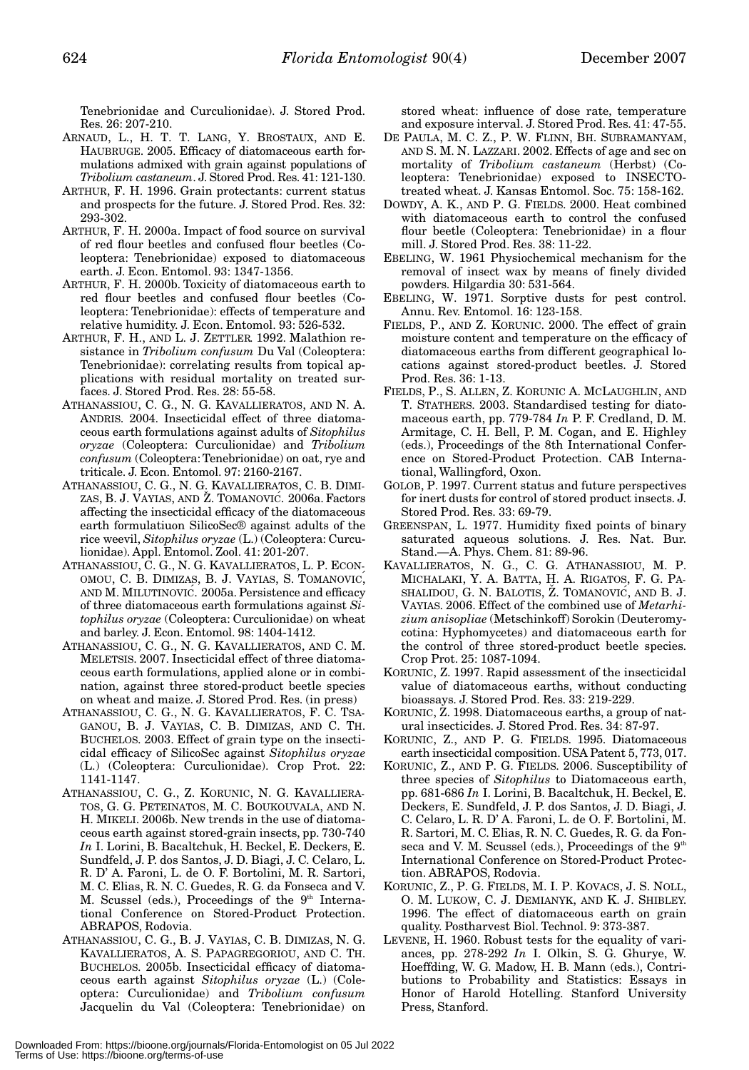Tenebrionidae and Curculionidae). J. Stored Prod. Res. 26: 207-210.

ARNAUD, L., H. T. T. LANG, Y. BROSTAUX, AND E. HAUBRUGE. 2005. Efficacy of diatomaceous earth formulations admixed with grain against populations of *Tribolium castaneum*. J. Stored Prod. Res. 41: 121-130.

ARTHUR, F. H. 1996. Grain protectants: current status and prospects for the future. J. Stored Prod. Res. 32: 293-302.

ARTHUR, F. H. 2000a. Impact of food source on survival of red flour beetles and confused flour beetles (Coleoptera: Tenebrionidae) exposed to diatomaceous earth. J. Econ. Entomol. 93: 1347-1356.

ARTHUR, F. H. 2000b. Toxicity of diatomaceous earth to red flour beetles and confused flour beetles (Coleoptera: Tenebrionidae): effects of temperature and relative humidity. J. Econ. Entomol. 93: 526-532.

ARTHUR, F. H., AND L. J. ZETTLER. 1992. Malathion resistance in *Tribolium confusum* Du Val (Coleoptera: Tenebrionidae): correlating results from topical applications with residual mortality on treated surfaces. J. Stored Prod. Res. 28: 55-58.

ATHANASSIOU, C. G., N. G. KAVALLIERATOS, AND N. A. ANDRIS. 2004. Insecticidal effect of three diatomaceous earth formulations against adults of *Sitophilus oryzae* (Coleoptera: Curculionidae) and *Tribolium confusum* (Coleoptera: Tenebrionidae) on oat, rye and triticale. J. Econ. Entomol. 97: 2160-2167.

ATHANASSIOU, C. G., N. G. KAVALLIERATOS, C. B. DIMIZAS, B. J. VAYIAS, AND Ž. TOMANOVIĆ. 2006a. Factors affecting the insecticidal efficacy of the diatomaceous earth formulatiuon SilicoSec® against adults of the rice weevil, *Sitophilus oryzae* (L.) (Coleoptera: Curculionidae). Appl. Entomol. Zool. 41: 201-207.

ATHANASSIOU, C. G., N. G. KAVALLIERATOS, L. P. ECONOMOU, C. B. DIMIZAS, B. J. VAYIAS, S. TOMANOVIĆ, AND M. MILUTINOVIĆ. 2005a. Persistence and efficacy of three diatomaceous earth formulations against *Sitophilus oryzae* (Coleoptera: Curculionidae) on wheat and barley. J. Econ. Entomol. 98: 1404-1412.

ATHANASSIOU, C. G., N. G. KAVALLIERATOS, AND C. M. MELETSIS. 2007. Insecticidal effect of three diatomaceous earth formulations, applied alone or in combination, against three stored-product beetle species on wheat and maize. J. Stored Prod. Res. (in press)

ATHANASSIOU, C. G., N. G. KAVALLIERATOS, F. C. TSAGANOU, B. J. VAYIAS, C. B. DIMIZAS, AND C. TH. BUCHELOS. 2003. Effect of grain type on the insecticidal efficacy of SilicoSec against *Sitophilus oryzae* (L.) (Coleoptera: Curculionidae). Crop Prot. 22: 1141-1147.

ATHANASSIOU, C. G., Z. KORUNIC, N. G. KAVALLIERATOS, G. G. PETEINATOS, M. C. BOUKOUVALA, AND N. H. MIKELI. 2006b. New trends in the use of diatomaceous earth against stored-grain insects, pp. 730-740 *In* I. Lorini, B. Bacaltchuk, H. Beckel, E. Deckers, E. Sundfeld, J. P. dos Santos, J. D. Biagi, J. C. Celaro, L. R. D' A. Faroni, L. de O. F. Bortolini, M. R. Sartori, M. C. Elias, R. N. C. Guedes, R. G. da Fonseca and V. M. Scussel (eds.), Proceedings of the 9th International Conference on Stored-Product Protection. ABRAPOS, Rodovia.

ATHANASSIOU, C. G., B. J. VAYIAS, C. B. DIMIZAS, N. G. KAVALLIERATOS, A. S. PAPAGREGORIOU, AND C. TH. BUCHELOS. 2005b. Insecticidal efficacy of diatomaceous earth against *Sitophilus oryzae* (L.) (Coleoptera: Curculionidae) and *Tribolium confusum* Jacquelin du Val (Coleoptera: Tenebrionidae) on stored wheat: influence of dose rate, temperature and exposure interval. J. Stored Prod. Res. 41: 47-55.

DE PAULA, M. C. Z., P. W. FLINN, BH. SUBRAMANYAM, AND S. M. N. LAZZARI. 2002. Effects of age and sec on mortality of *Tribolium castaneum* (Herbst) (Coleoptera: Tenebrionidae) exposed to INSECTO-treated wheat. J. Kansas Entomol. Soc. 75: 158-162.

DOWDY, A. K., AND P. G. FIELDS. 2000. Heat combined with diatomaceous earth to control the confused flour beetle (Coleoptera: Tenebrionidae) in a flour mill. J. Stored Prod. Res. 38: 11-22.

EBELING, W. 1961 Physiochemical mechanism for the removal of insect wax by means of finely divided powders. Hilgardia 30: 531-564.

EBELING, W. 1971. Sorptive dusts for pest control. Annu. Rev. Entomol. 16: 123-158.

FIELDS, P., AND Z. KORUNIC. 2000. The effect of grain moisture content and temperature on the efficacy of diatomaceous earths from different geographical locations against stored-product beetles. J. Stored Prod. Res. 36: 1-13.

FIELDS, P., S. ALLEN, Z. KORUNIC A. MCLAUGHLIN, AND T. STATHERS. 2003. Standardised testing for diatomaceous earth, pp. 779-784 *In* P. F. Credland, D. M. Armitage, C. H. Bell, P. M. Cogan, and E. Highley (eds.), Proceedings of the 8th International Conference on Stored-Product Protection. CAB International, Wallingford, Oxon.

GOLOB, P. 1997. Current status and future perspectives for inert dusts for control of stored product insects. J. Stored Prod. Res. 33: 69-79.

GREENSPAN, L. 1977. Humidity fixed points of binary saturated aqueous solutions. J. Res. Nat. Bur. Stand.—A. Phys. Chem. 81: 89-96.

KAVALLIERATOS, N. G., C. G. ATHANASSIOU, M. P. MICHALAKI, Y. A. BATTA, H. A. RIGATOS, F. G. PASHALIDOU, G. N. BALOTIS, Ž. TOMANOVIĆ, AND B. J. VAYIAS. 2006. Effect of the combined use of *Metarhizium anisopliae* (Metschinkoff) Sorokin (Deuteromycotina: Hyphomycetes) and diatomaceous earth for the control of three stored-product beetle species. Crop Prot. 25: 1087-1094.

KORUNIC, Z. 1997. Rapid assessment of the insecticidal value of diatomaceous earths, without conducting bioassays. J. Stored Prod. Res. 33: 219-229.

KORUNIC, Z. 1998. Diatomaceous earths, a group of natural insecticides. J. Stored Prod. Res. 34: 87-97.

KORUNIC, Z., AND P. G. FIELDS. 1995. Diatomaceous earth insecticidal composition. USA Patent 5, 773, 017.

KORUNIC, Z., AND P. G. FIELDS. 2006. Susceptibility of three species of *Sitophilus* to Diatomaceous earth, pp. 681-686 *In* I. Lorini, B. Bacaltchuk, H. Beckel, E. Deckers, E. Sundfeld, J. P. dos Santos, J. D. Biagi, J. C. Celaro, L. R. D' A. Faroni, L. de O. F. Bortolini, M. R. Sartori, M. C. Elias, R. N. C. Guedes, R. G. da Fonseca and V. M. Scussel (eds.), Proceedings of the 9th International Conference on Stored-Product Protection. ABRAPOS, Rodovia.

KORUNIC, Z., P. G. FIELDS, M. I. P. KOVACS, J. S. NOLL, O. M. LUKOW, C. J. DEMIANYK, AND K. J. SHIBLEY. 1996. The effect of diatomaceous earth on grain quality. Postharvest Biol. Technol. 9: 373-387.

LEVENE, H. 1960. Robust tests for the equality of variances, pp. 278-292 *In* I. Olkin, S. G. Ghurye, W. Hoeffding, W. G. Madow, H. B. Mann (eds.), Contributions to Probability and Statistics: Essays in Honor of Harold Hotelling. Stanford University Press, Stanford.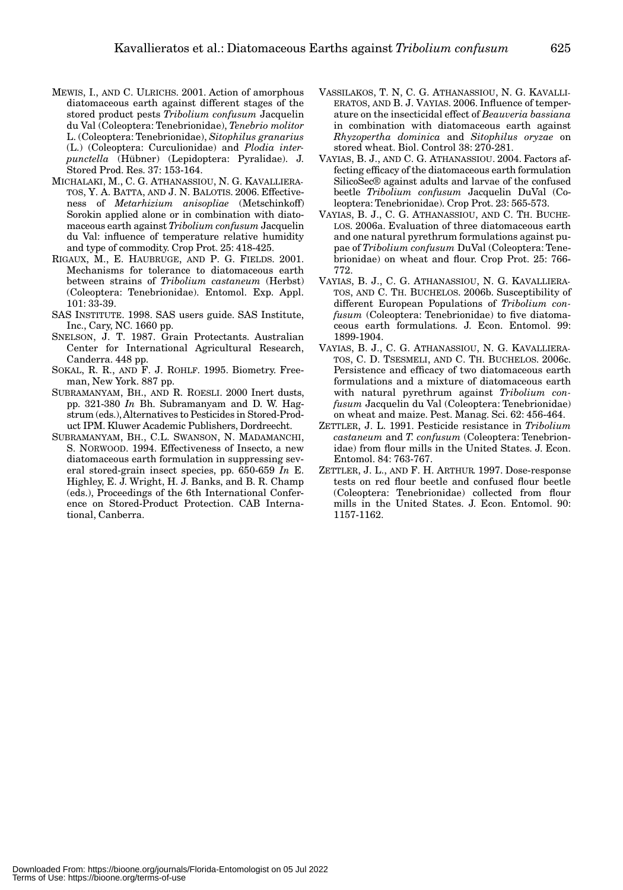MEWIS, I., AND C. ULRICHS. 2001. Action of amorphous diatomaceous earth against different stages of the stored product pests *Tribolium confusum* Jacquelin du Val (Coleoptera: Tenebrionidae), *Tenebrio molitor* L. (Coleoptera: Tenebrionidae), *Sitophilus granarius* (L.) (Coleoptera: Curculionidae) and *Plodia interpunctella* (Hübner) (Lepidoptera: Pyralidae). J. Stored Prod. Res. 37: 153-164.

MICHALAKI, M., C. G. ATHANASSIOU, N. G. KAVALLIERATOS, Y. A. BATTA, AND J. N. BALOTIS. 2006. Effectiveness of *Metarhizium anisopliae* (Metschinkoff) Sorokin applied alone or in combination with diatomaceous earth against *Tribolium confusum* Jacquelin du Val: influence of temperature relative humidity and type of commodity. Crop Prot. 25: 418-425.

RIGAUX, M., E. HAUBRUGE, AND P. G. FIELDS. 2001. Mechanisms for tolerance to diatomaceous earth between strains of *Tribolium castaneum* (Herbst) (Coleoptera: Tenebrionidae). Entomol. Exp. Appl. 101: 33-39.

SAS INSTITUTE. 1998. SAS users guide. SAS Institute, Inc., Cary, NC. 1660 pp.

SNELSON, J. T. 1987. Grain Protectants. Australian Center for International Agricultural Research, Canderra. 448 pp.

SOKAL, R. R., AND F. J. ROHLF. 1995. Biometry. Freeman, New York. 887 pp.

SUBRAMANYAM, BH., AND R. ROESLI. 2000 Inert dusts, pp. 321-380 *In* Bh. Subramanyam and D. W. Hagstrum (eds.), Alternatives to Pesticides in Stored-Product IPM. Kluwer Academic Publishers, Dordreecht.

SUBRAMANYAM, BH., C.L. SWANSON, N. MADAMANCHI, S. NORWOOD. 1994. Effectiveness of Insecto, a new diatomaceous earth formulation in suppressing several stored-grain insect species, pp. 650-659 *In* E. Highley, E. J. Wright, H. J. Banks, and B. R. Champ (eds.), Proceedings of the 6th International Conference on Stored-Product Protection. CAB International, Canberra.

VASSILAKOS, T. N, C. G. ATHANASSIOU, N. G. KAVALLIERATOS, AND B. J. VAYIAS. 2006. Influence of temperature on the insecticidal effect of *Beauveria bassiana* in combination with diatomaceous earth against *Rhyzopertha dominica* and *Sitophilus oryzae* on stored wheat. Biol. Control 38: 270-281.

VAYIAS, B. J., AND C. G. ATHANASSIOU. 2004. Factors affecting efficacy of the diatomaceous earth formulation SilicoSec® against adults and larvae of the confused beetle *Tribolium confusum* Jacquelin DuVal (Coleoptera: Tenebrionidae). Crop Prot. 23: 565-573.

VAYIAS, B. J., C. G. ATHANASSIOU, AND C. TH. BUCHELOS. 2006a. Evaluation of three diatomaceous earth and one natural pyrethrum formulations against pupae of *Tribolium confusum* DuVal (Coleoptera: Tenebrionidae) on wheat and flour. Crop Prot. 25: 766-772.

VAYIAS, B. J., C. G. ATHANASSIOU, N. G. KAVALLIERATOS, AND C. TH. BUCHELOS. 2006b. Susceptibility of different European Populations of *Tribolium confusum* (Coleoptera: Tenebrionidae) to five diatomaceous earth formulations. J. Econ. Entomol. 99: 1899-1904.

VAYIAS, B. J., C. G. ATHANASSIOU, N. G. KAVALLIERATOS, C. D. TSESMELI, AND C. TH. BUCHELOS. 2006c. Persistence and efficacy of two diatomaceous earth formulations and a mixture of diatomaceous earth with natural pyrethrum against *Tribolium confusum* Jacquelin du Val (Coleoptera: Tenebrionidae) on wheat and maize. Pest. Manag. Sci. 62: 456-464.

ZETTLER, J. L. 1991. Pesticide resistance in *Tribolium castaneum* and *T. confusum* (Coleoptera: Tenebrionidae) from flour mills in the United States. J. Econ. Entomol. 84: 763-767.

ZETTLER, J. L., AND F. H. ARTHUR. 1997. Dose-response tests on red flour beetle and confused flour beetle (Coleoptera: Tenebrionidae) collected from flour mills in the United States. J. Econ. Entomol. 90: 1157-1162.